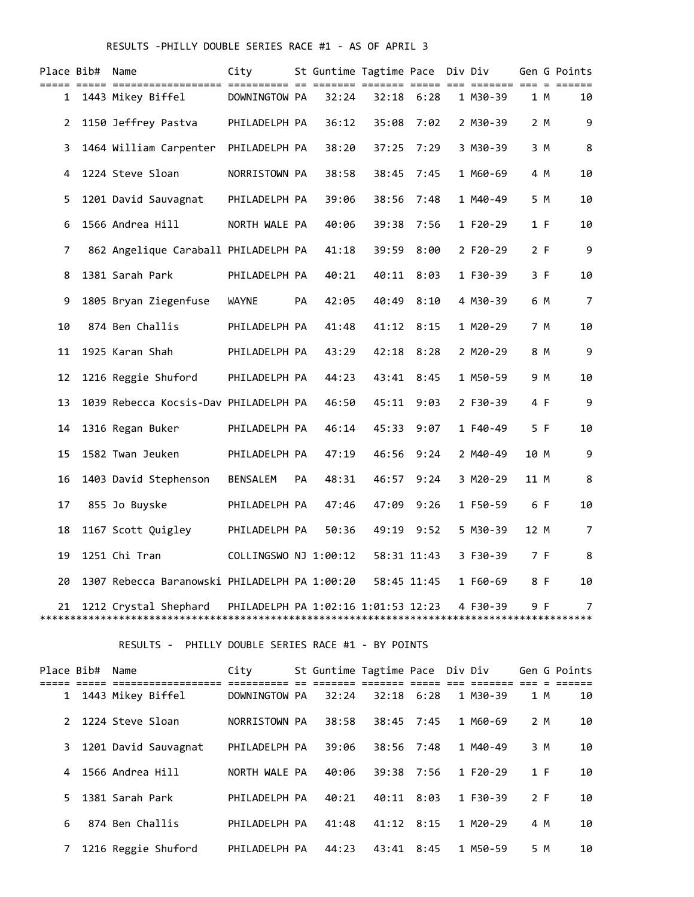RESULTS -PHILLY DOUBLE SERIES RACE #1 - AS OF APRIL 3

| Place | Bib# | Name | City | St | Guntime | Tagtime | Pace | Div | Div | Gen | G | Points |
|---|---|---|---|---|---|---|---|---|---|---|---|---|
| 1 | 1443 | Mikey Biffel | DOWNINGTOW | PA | 32:24 | 32:18 | 6:28 | 1 | M30-39 | 1 | M | 10 |
| 2 | 1150 | Jeffrey Pastva | PHILADELPH | PA | 36:12 | 35:08 | 7:02 | 2 | M30-39 | 2 | M | 9 |
| 3 | 1464 | William Carpenter | PHILADELPH | PA | 38:20 | 37:25 | 7:29 | 3 | M30-39 | 3 | M | 8 |
| 4 | 1224 | Steve Sloan | NORRISTOWN | PA | 38:58 | 38:45 | 7:45 | 1 | M60-69 | 4 | M | 10 |
| 5 | 1201 | David Sauvagnat | PHILADELPH | PA | 39:06 | 38:56 | 7:48 | 1 | M40-49 | 5 | M | 10 |
| 6 | 1566 | Andrea Hill | NORTH WALE | PA | 40:06 | 39:38 | 7:56 | 1 | F20-29 | 1 | F | 10 |
| 7 | 862 | Angelique Caraball | PHILADELPH | PA | 41:18 | 39:59 | 8:00 | 2 | F20-29 | 2 | F | 9 |
| 8 | 1381 | Sarah Park | PHILADELPH | PA | 40:21 | 40:11 | 8:03 | 1 | F30-39 | 3 | F | 10 |
| 9 | 1805 | Bryan Ziegenfuse | WAYNE | PA | 42:05 | 40:49 | 8:10 | 4 | M30-39 | 6 | M | 7 |
| 10 | 874 | Ben Challis | PHILADELPH | PA | 41:48 | 41:12 | 8:15 | 1 | M20-29 | 7 | M | 10 |
| 11 | 1925 | Karan Shah | PHILADELPH | PA | 43:29 | 42:18 | 8:28 | 2 | M20-29 | 8 | M | 9 |
| 12 | 1216 | Reggie Shuford | PHILADELPH | PA | 44:23 | 43:41 | 8:45 | 1 | M50-59 | 9 | M | 10 |
| 13 | 1039 | Rebecca Kocsis-Dav | PHILADELPH | PA | 46:50 | 45:11 | 9:03 | 2 | F30-39 | 4 | F | 9 |
| 14 | 1316 | Regan Buker | PHILADELPH | PA | 46:14 | 45:33 | 9:07 | 1 | F40-49 | 5 | F | 10 |
| 15 | 1582 | Twan Jeuken | PHILADELPH | PA | 47:19 | 46:56 | 9:24 | 2 | M40-49 | 10 | M | 9 |
| 16 | 1403 | David Stephenson | BENSALEM | PA | 48:31 | 46:57 | 9:24 | 3 | M20-29 | 11 | M | 8 |
| 17 | 855 | Jo Buyske | PHILADELPH | PA | 47:46 | 47:09 | 9:26 | 1 | F50-59 | 6 | F | 10 |
| 18 | 1167 | Scott Quigley | PHILADELPH | PA | 50:36 | 49:19 | 9:52 | 5 | M30-39 | 12 | M | 7 |
| 19 | 1251 | Chi Tran | COLLINGSWO | NJ | 1:00:12 | 58:31 | 11:43 | 3 | F30-39 | 7 | F | 8 |
| 20 | 1307 | Rebecca Baranowski | PHILADELPH | PA | 1:00:20 | 58:45 | 11:45 | 1 | F60-69 | 8 | F | 10 |
| 21 | 1212 | Crystal Shephard | PHILADELPH | PA | 1:02:16 | 1:01:53 | 12:23 | 4 | F30-39 | 9 | F | 7 |

*****************************************************************************************

RESULTS - PHILLY DOUBLE SERIES RACE #1 - BY POINTS

| Place | Bib# | Name | City | St | Guntime | Tagtime | Pace | Div | Div | Gen | G | Points |
|---|---|---|---|---|---|---|---|---|---|---|---|---|
| 1 | 1443 | Mikey Biffel | DOWNINGTOW | PA | 32:24 | 32:18 | 6:28 | 1 | M30-39 | 1 | M | 10 |
| 2 | 1224 | Steve Sloan | NORRISTOWN | PA | 38:58 | 38:45 | 7:45 | 1 | M60-69 | 2 | M | 10 |
| 3 | 1201 | David Sauvagnat | PHILADELPH | PA | 39:06 | 38:56 | 7:48 | 1 | M40-49 | 3 | M | 10 |
| 4 | 1566 | Andrea Hill | NORTH WALE | PA | 40:06 | 39:38 | 7:56 | 1 | F20-29 | 1 | F | 10 |
| 5 | 1381 | Sarah Park | PHILADELPH | PA | 40:21 | 40:11 | 8:03 | 1 | F30-39 | 2 | F | 10 |
| 6 | 874 | Ben Challis | PHILADELPH | PA | 41:48 | 41:12 | 8:15 | 1 | M20-29 | 4 | M | 10 |
| 7 | 1216 | Reggie Shuford | PHILADELPH | PA | 44:23 | 43:41 | 8:45 | 1 | M50-59 | 5 | M | 10 |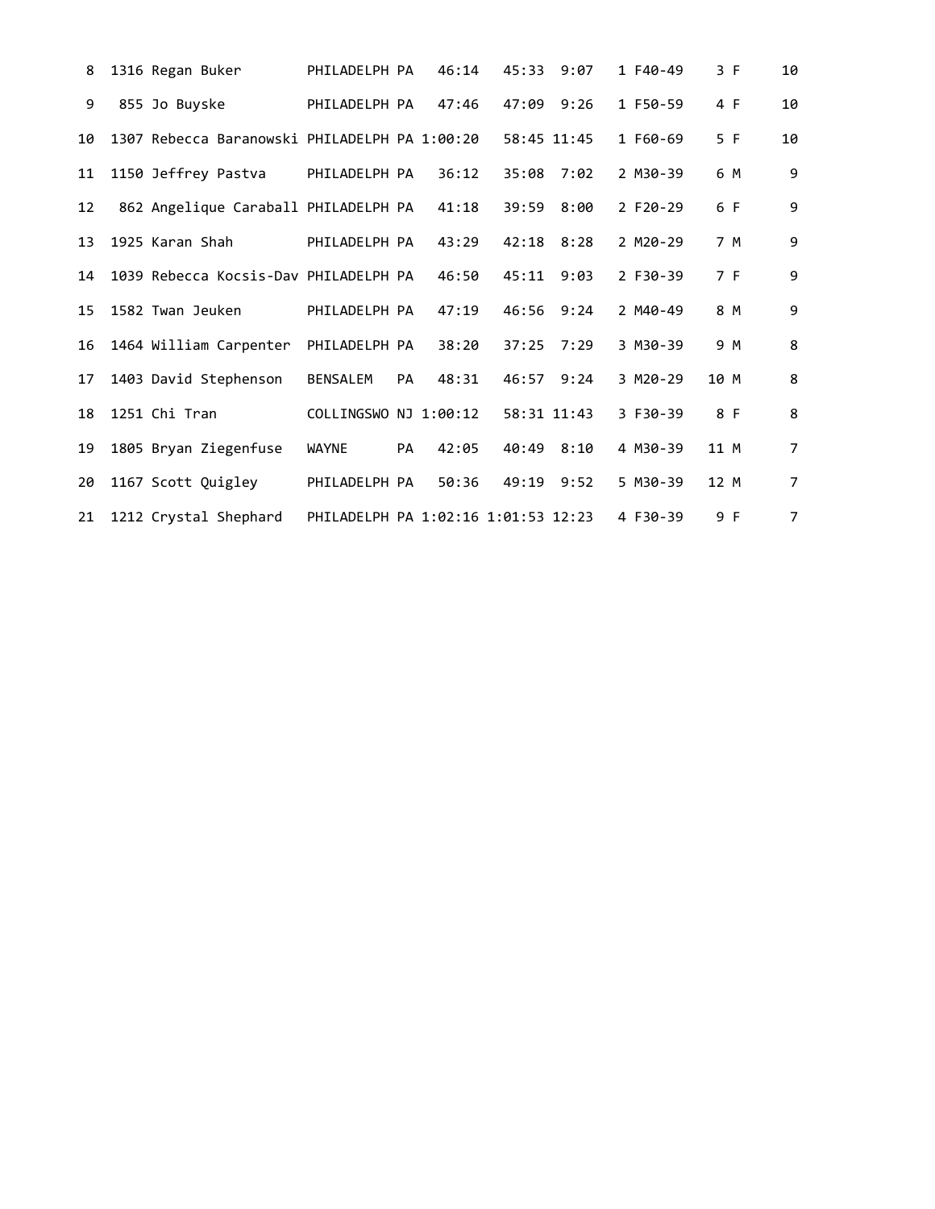| | | | | | | | | | | | | |
|---|---|---|---|---|---|---|---|---|---|---|---|---|
| 8 | 1316 | Regan Buker | PHILADELPH | PA | 46:14 | 45:33 | 9:07 | 1 | F40-49 | 3 | F | 10 |
| 9 | 855 | Jo Buyske | PHILADELPH | PA | 47:46 | 47:09 | 9:26 | 1 | F50-59 | 4 | F | 10 |
| 10 | 1307 | Rebecca Baranowski | PHILADELPH | PA | 1:00:20 | 58:45 | 11:45 | 1 | F60-69 | 5 | F | 10 |
| 11 | 1150 | Jeffrey Pastva | PHILADELPH | PA | 36:12 | 35:08 | 7:02 | 2 | M30-39 | 6 | M | 9 |
| 12 | 862 | Angelique Caraball | PHILADELPH | PA | 41:18 | 39:59 | 8:00 | 2 | F20-29 | 6 | F | 9 |
| 13 | 1925 | Karan Shah | PHILADELPH | PA | 43:29 | 42:18 | 8:28 | 2 | M20-29 | 7 | M | 9 |
| 14 | 1039 | Rebecca Kocsis-Dav | PHILADELPH | PA | 46:50 | 45:11 | 9:03 | 2 | F30-39 | 7 | F | 9 |
| 15 | 1582 | Twan Jeuken | PHILADELPH | PA | 47:19 | 46:56 | 9:24 | 2 | M40-49 | 8 | M | 9 |
| 16 | 1464 | William Carpenter | PHILADELPH | PA | 38:20 | 37:25 | 7:29 | 3 | M30-39 | 9 | M | 8 |
| 17 | 1403 | David Stephenson | BENSALEM | PA | 48:31 | 46:57 | 9:24 | 3 | M20-29 | 10 | M | 8 |
| 18 | 1251 | Chi Tran | COLLINGSWO | NJ | 1:00:12 | 58:31 | 11:43 | 3 | F30-39 | 8 | F | 8 |
| 19 | 1805 | Bryan Ziegenfuse | WAYNE | PA | 42:05 | 40:49 | 8:10 | 4 | M30-39 | 11 | M | 7 |
| 20 | 1167 | Scott Quigley | PHILADELPH | PA | 50:36 | 49:19 | 9:52 | 5 | M30-39 | 12 | M | 7 |
| 21 | 1212 | Crystal Shephard | PHILADELPH | PA | 1:02:16 | 1:01:53 | 12:23 | 4 | F30-39 | 9 | F | 7 |